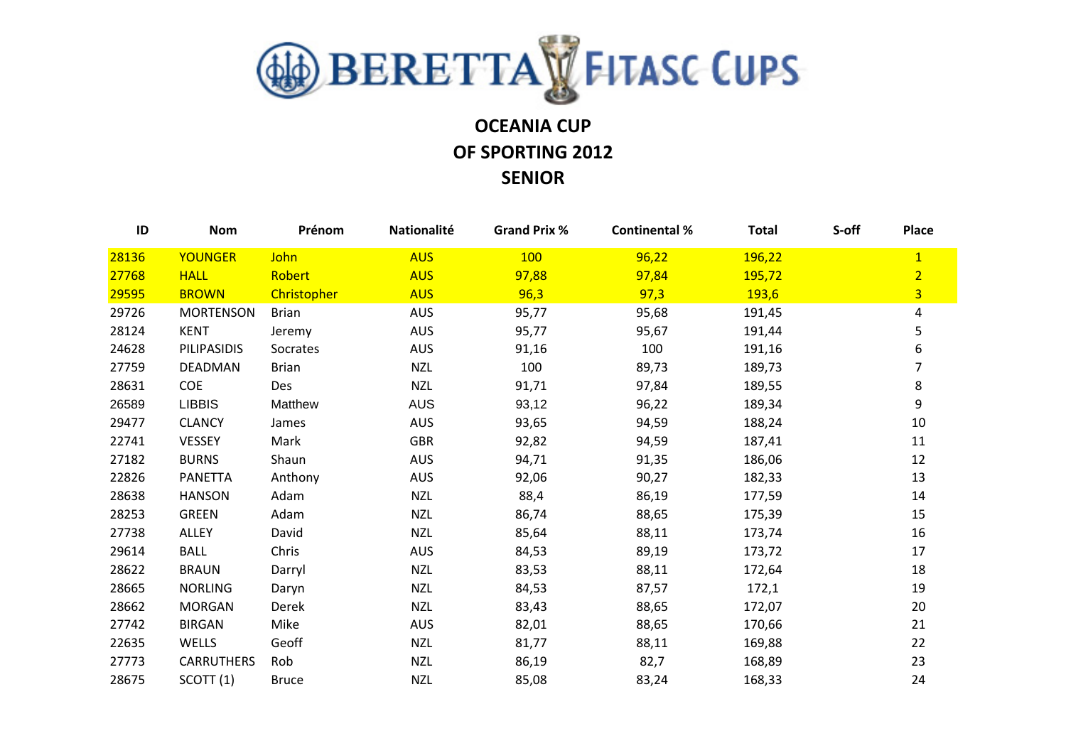# BERETTA FITASC CUPS

## OCEANIA CUP
## OF SPORTING 2012
## SENIOR

| ID | Nom | Prénom | Nationalité | Grand Prix % | Continental % | Total | S-off | Place |
|---|---|---|---|---|---|---|---|---|
| 28136 | YOUNGER | John | AUS | 100 | 96,22 | 196,22 | | 1 |
| 27768 | HALL | Robert | AUS | 97,88 | 97,84 | 195,72 | | 2 |
| 29595 | BROWN | Christopher | AUS | 96,3 | 97,3 | 193,6 | | 3 |
| 29726 | MORTENSON | Brian | AUS | 95,77 | 95,68 | 191,45 | | 4 |
| 28124 | KENT | Jeremy | AUS | 95,77 | 95,67 | 191,44 | | 5 |
| 24628 | PILIPASIDIS | Socrates | AUS | 91,16 | 100 | 191,16 | | 6 |
| 27759 | DEADMAN | Brian | NZL | 100 | 89,73 | 189,73 | | 7 |
| 28631 | COE | Des | NZL | 91,71 | 97,84 | 189,55 | | 8 |
| 26589 | LIBBIS | Matthew | AUS | 93,12 | 96,22 | 189,34 | | 9 |
| 29477 | CLANCY | James | AUS | 93,65 | 94,59 | 188,24 | | 10 |
| 22741 | VESSEY | Mark | GBR | 92,82 | 94,59 | 187,41 | | 11 |
| 27182 | BURNS | Shaun | AUS | 94,71 | 91,35 | 186,06 | | 12 |
| 22826 | PANETTA | Anthony | AUS | 92,06 | 90,27 | 182,33 | | 13 |
| 28638 | HANSON | Adam | NZL | 88,4 | 86,19 | 177,59 | | 14 |
| 28253 | GREEN | Adam | NZL | 86,74 | 88,65 | 175,39 | | 15 |
| 27738 | ALLEY | David | NZL | 85,64 | 88,11 | 173,74 | | 16 |
| 29614 | BALL | Chris | AUS | 84,53 | 89,19 | 173,72 | | 17 |
| 28622 | BRAUN | Darryl | NZL | 83,53 | 88,11 | 172,64 | | 18 |
| 28665 | NORLING | Daryn | NZL | 84,53 | 87,57 | 172,1 | | 19 |
| 28662 | MORGAN | Derek | NZL | 83,43 | 88,65 | 172,07 | | 20 |
| 27742 | BIRGAN | Mike | AUS | 82,01 | 88,65 | 170,66 | | 21 |
| 22635 | WELLS | Geoff | NZL | 81,77 | 88,11 | 169,88 | | 22 |
| 27773 | CARRUTHERS | Rob | NZL | 86,19 | 82,7 | 168,89 | | 23 |
| 28675 | SCOTT (1) | Bruce | NZL | 85,08 | 83,24 | 168,33 | | 24 |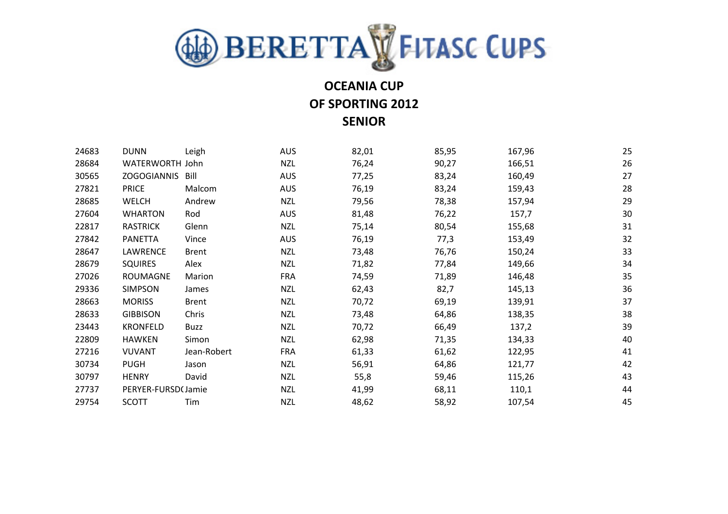# BERETTA FITASC CUPS

## OCEANIA CUP
## OF SPORTING 2012
## SENIOR

| | | | | | | | |
|---|---|---|---|---|---|---|---|
| 24683 | DUNN | Leigh | AUS | 82,01 | 85,95 | 167,96 | 25 |
| 28684 | WATERWORTH | John | NZL | 76,24 | 90,27 | 166,51 | 26 |
| 30565 | ZOGOGIANNIS | Bill | AUS | 77,25 | 83,24 | 160,49 | 27 |
| 27821 | PRICE | Malcom | AUS | 76,19 | 83,24 | 159,43 | 28 |
| 28685 | WELCH | Andrew | NZL | 79,56 | 78,38 | 157,94 | 29 |
| 27604 | WHARTON | Rod | AUS | 81,48 | 76,22 | 157,7 | 30 |
| 22817 | RASTRICK | Glenn | NZL | 75,14 | 80,54 | 155,68 | 31 |
| 27842 | PANETTA | Vince | AUS | 76,19 | 77,3 | 153,49 | 32 |
| 28647 | LAWRENCE | Brent | NZL | 73,48 | 76,76 | 150,24 | 33 |
| 28679 | SQUIRES | Alex | NZL | 71,82 | 77,84 | 149,66 | 34 |
| 27026 | ROUMAGNE | Marion | FRA | 74,59 | 71,89 | 146,48 | 35 |
| 29336 | SIMPSON | James | NZL | 62,43 | 82,7 | 145,13 | 36 |
| 28663 | MORISS | Brent | NZL | 70,72 | 69,19 | 139,91 | 37 |
| 28633 | GIBBISON | Chris | NZL | 73,48 | 64,86 | 138,35 | 38 |
| 23443 | KRONFELD | Buzz | NZL | 70,72 | 66,49 | 137,2 | 39 |
| 22809 | HAWKEN | Simon | NZL | 62,98 | 71,35 | 134,33 | 40 |
| 27216 | VUVANT | Jean-Robert | FRA | 61,33 | 61,62 | 122,95 | 41 |
| 30734 | PUGH | Jason | NZL | 56,91 | 64,86 | 121,77 | 42 |
| 30797 | HENRY | David | NZL | 55,8 | 59,46 | 115,26 | 43 |
| 27737 | PERYER-FURSD( | Jamie | NZL | 41,99 | 68,11 | 110,1 | 44 |
| 29754 | SCOTT | Tim | NZL | 48,62 | 58,92 | 107,54 | 45 |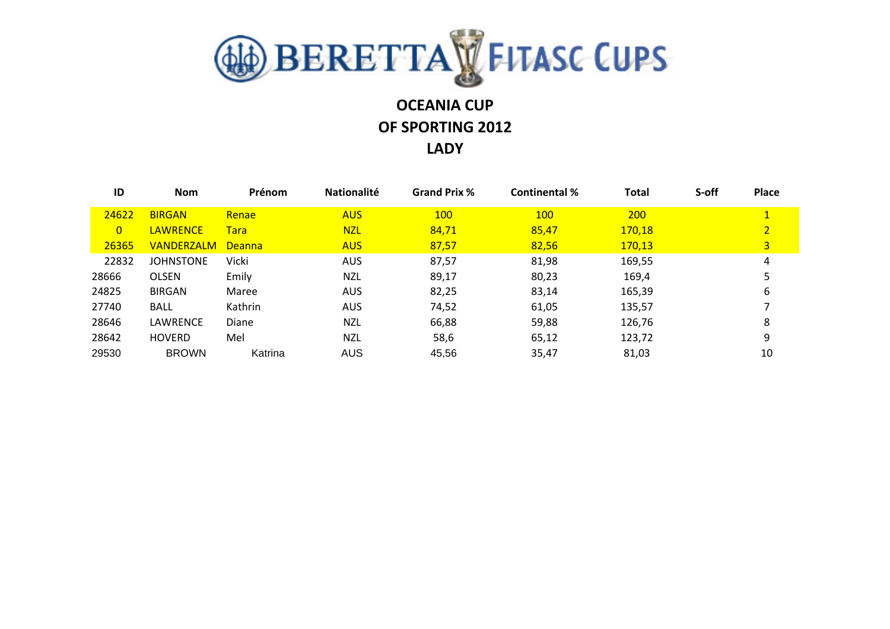# BERETTA FITASC CUPS

## OCEANIA CUP
## OF SPORTING 2012
## LADY

| ID | Nom | Prénom | Nationalité | Grand Prix % | Continental % | Total | S-off | Place |
|---|---|---|---|---|---|---|---|---|
| 24622 | BIRGAN | Renae | AUS | 100 | 100 | 200 | | 1 |
| 0 | LAWRENCE | Tara | NZL | 84,71 | 85,47 | 170,18 | | 2 |
| 26365 | VANDERZALM | Deanna | AUS | 87,57 | 82,56 | 170,13 | | 3 |
| 22832 | JOHNSTONE | Vicki | AUS | 87,57 | 81,98 | 169,55 | | 4 |
| 28666 | OLSEN | Emily | NZL | 89,17 | 80,23 | 169,4 | | 5 |
| 24825 | BIRGAN | Maree | AUS | 82,25 | 83,14 | 165,39 | | 6 |
| 27740 | BALL | Kathrin | AUS | 74,52 | 61,05 | 135,57 | | 7 |
| 28646 | LAWRENCE | Diane | NZL | 66,88 | 59,88 | 126,76 | | 8 |
| 28642 | HOVERD | Mel | NZL | 58,6 | 65,12 | 123,72 | | 9 |
| 29530 | BROWN | Katrina | AUS | 45,56 | 35,47 | 81,03 | | 10 |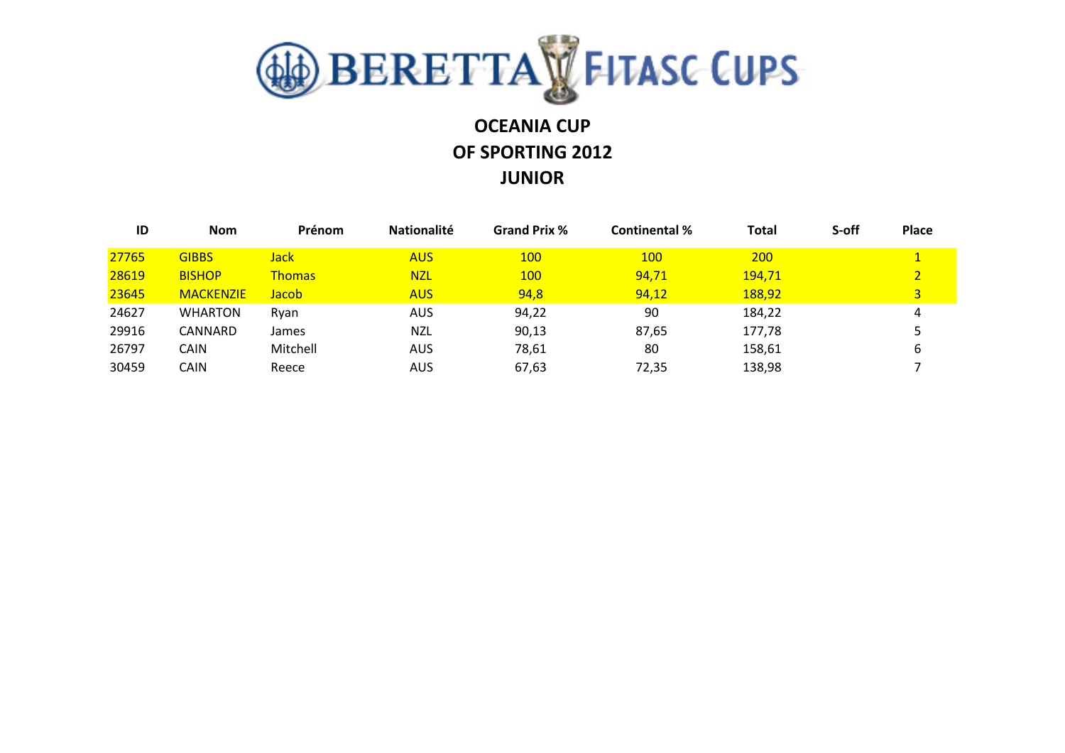# BERETTA FITASC CUPS

## OCEANIA CUP
## OF SPORTING 2012
## JUNIOR

| ID | Nom | Prénom | Nationalité | Grand Prix % | Continental % | Total | S-off | Place |
|---|---|---|---|---|---|---|---|---|
| 27765 | GIBBS | Jack | AUS | 100 | 100 | 200 | | 1 |
| 28619 | BISHOP | Thomas | NZL | 100 | 94,71 | 194,71 | | 2 |
| 23645 | MACKENZIE | Jacob | AUS | 94,8 | 94,12 | 188,92 | | 3 |
| 24627 | WHARTON | Ryan | AUS | 94,22 | 90 | 184,22 | | 4 |
| 29916 | CANNARD | James | NZL | 90,13 | 87,65 | 177,78 | | 5 |
| 26797 | CAIN | Mitchell | AUS | 78,61 | 80 | 158,61 | | 6 |
| 30459 | CAIN | Reece | AUS | 67,63 | 72,35 | 138,98 | | 7 |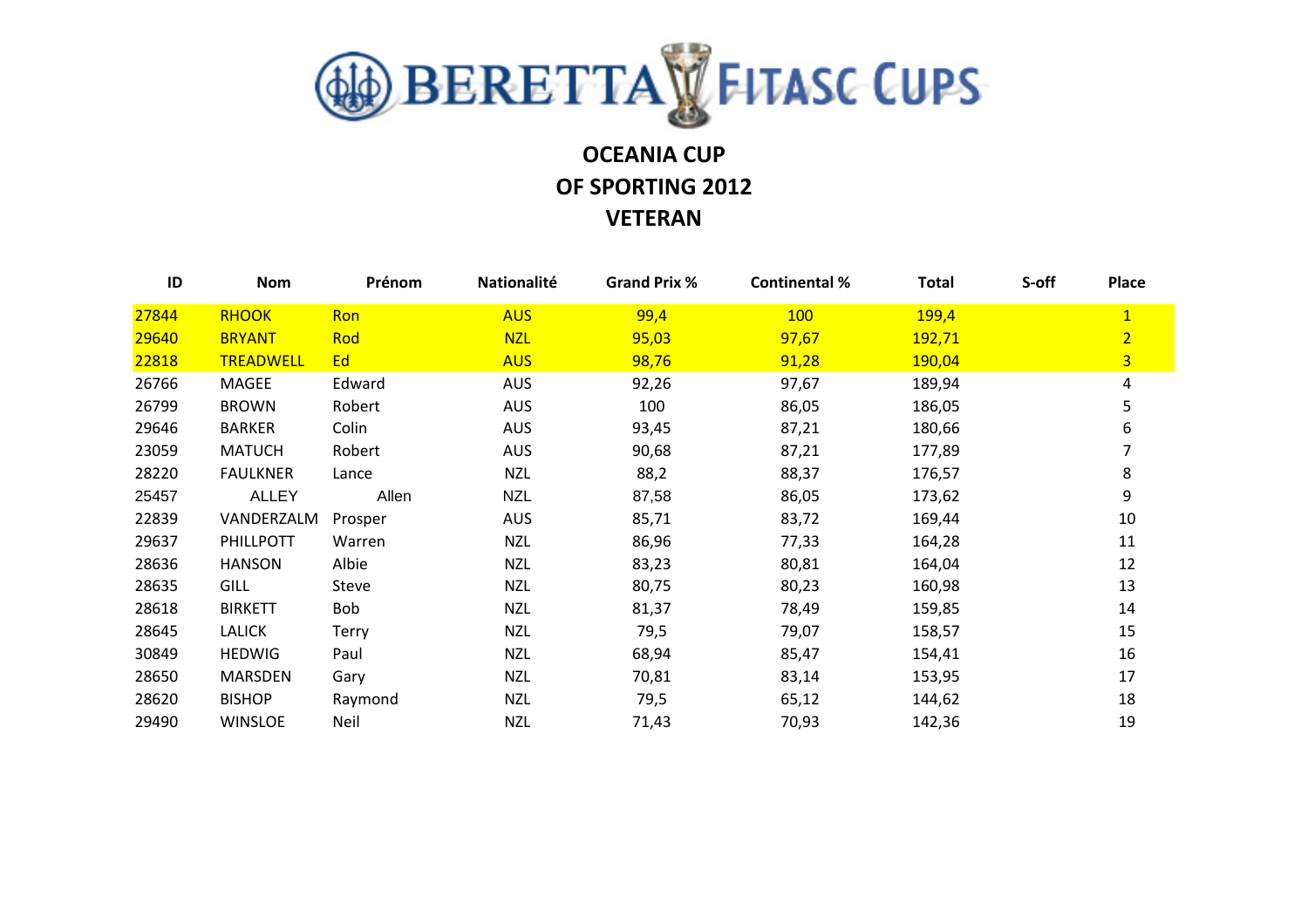**BERETTA FITASC CUPS**

# OCEANIA CUP
# OF SPORTING 2012
# VETERAN

| ID | Nom | Prénom | Nationalité | Grand Prix % | Continental % | Total | S-off | Place |
|---|---|---|---|---|---|---|---|---|
| 27844 | RHOOK | Ron | AUS | 99,4 | 100 | 199,4 | | 1 |
| 29640 | BRYANT | Rod | NZL | 95,03 | 97,67 | 192,71 | | 2 |
| 22818 | TREADWELL | Ed | AUS | 98,76 | 91,28 | 190,04 | | 3 |
| 26766 | MAGEE | Edward | AUS | 92,26 | 97,67 | 189,94 | | 4 |
| 26799 | BROWN | Robert | AUS | 100 | 86,05 | 186,05 | | 5 |
| 29646 | BARKER | Colin | AUS | 93,45 | 87,21 | 180,66 | | 6 |
| 23059 | MATUCH | Robert | AUS | 90,68 | 87,21 | 177,89 | | 7 |
| 28220 | FAULKNER | Lance | NZL | 88,2 | 88,37 | 176,57 | | 8 |
| 25457 | ALLEY | Allen | NZL | 87,58 | 86,05 | 173,62 | | 9 |
| 22839 | VANDERZALM | Prosper | AUS | 85,71 | 83,72 | 169,44 | | 10 |
| 29637 | PHILLPOTT | Warren | NZL | 86,96 | 77,33 | 164,28 | | 11 |
| 28636 | HANSON | Albie | NZL | 83,23 | 80,81 | 164,04 | | 12 |
| 28635 | GILL | Steve | NZL | 80,75 | 80,23 | 160,98 | | 13 |
| 28618 | BIRKETT | Bob | NZL | 81,37 | 78,49 | 159,85 | | 14 |
| 28645 | LALICK | Terry | NZL | 79,5 | 79,07 | 158,57 | | 15 |
| 30849 | HEDWIG | Paul | NZL | 68,94 | 85,47 | 154,41 | | 16 |
| 28650 | MARSDEN | Gary | NZL | 70,81 | 83,14 | 153,95 | | 17 |
| 28620 | BISHOP | Raymond | NZL | 79,5 | 65,12 | 144,62 | | 18 |
| 29490 | WINSLOE | Neil | NZL | 71,43 | 70,93 | 142,36 | | 19 |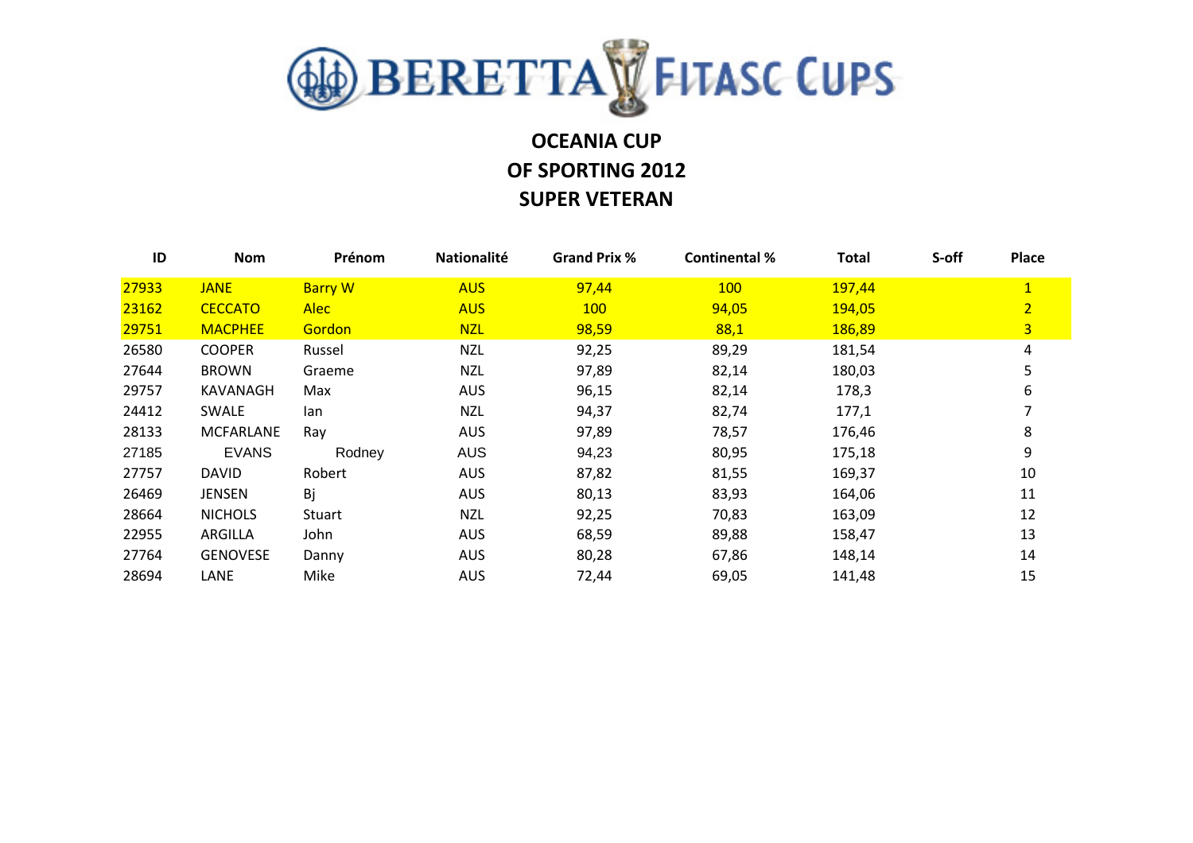# BERETTA FITASC CUPS

## OCEANIA CUP
## OF SPORTING 2012
## SUPER VETERAN

| ID | Nom | Prénom | Nationalité | Grand Prix % | Continental % | Total | S-off | Place |
|---|---|---|---|---|---|---|---|---|
| 27933 | JANE | Barry W | AUS | 97,44 | 100 | 197,44 | | 1 |
| 23162 | CECCATO | Alec | AUS | 100 | 94,05 | 194,05 | | 2 |
| 29751 | MACPHEE | Gordon | NZL | 98,59 | 88,1 | 186,89 | | 3 |
| 26580 | COOPER | Russel | NZL | 92,25 | 89,29 | 181,54 | | 4 |
| 27644 | BROWN | Graeme | NZL | 97,89 | 82,14 | 180,03 | | 5 |
| 29757 | KAVANAGH | Max | AUS | 96,15 | 82,14 | 178,3 | | 6 |
| 24412 | SWALE | Ian | NZL | 94,37 | 82,74 | 177,1 | | 7 |
| 28133 | MCFARLANE | Ray | AUS | 97,89 | 78,57 | 176,46 | | 8 |
| 27185 | EVANS | Rodney | AUS | 94,23 | 80,95 | 175,18 | | 9 |
| 27757 | DAVID | Robert | AUS | 87,82 | 81,55 | 169,37 | | 10 |
| 26469 | JENSEN | Bj | AUS | 80,13 | 83,93 | 164,06 | | 11 |
| 28664 | NICHOLS | Stuart | NZL | 92,25 | 70,83 | 163,09 | | 12 |
| 22955 | ARGILLA | John | AUS | 68,59 | 89,88 | 158,47 | | 13 |
| 27764 | GENOVESE | Danny | AUS | 80,28 | 67,86 | 148,14 | | 14 |
| 28694 | LANE | Mike | AUS | 72,44 | 69,05 | 141,48 | | 15 |